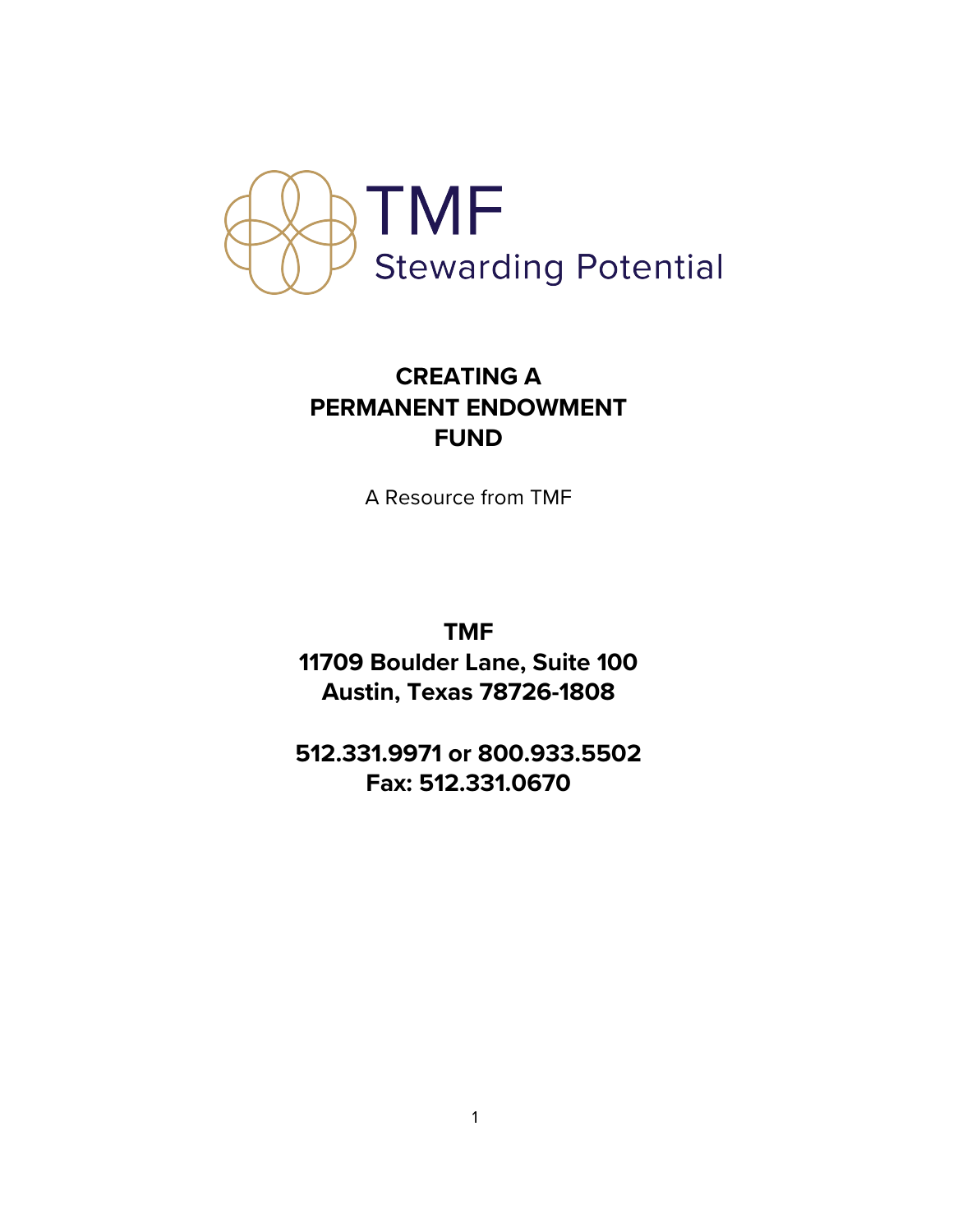TMF

Stewarding Potential

# CREATING A PERMANENT ENDOWMENT FUND

A Resource from TMF

**TMF**
**11709 Boulder Lane, Suite 100**
**Austin, Texas 78726-1808**

**512.331.9971 or 800.933.5502**
**Fax: 512.331.0670**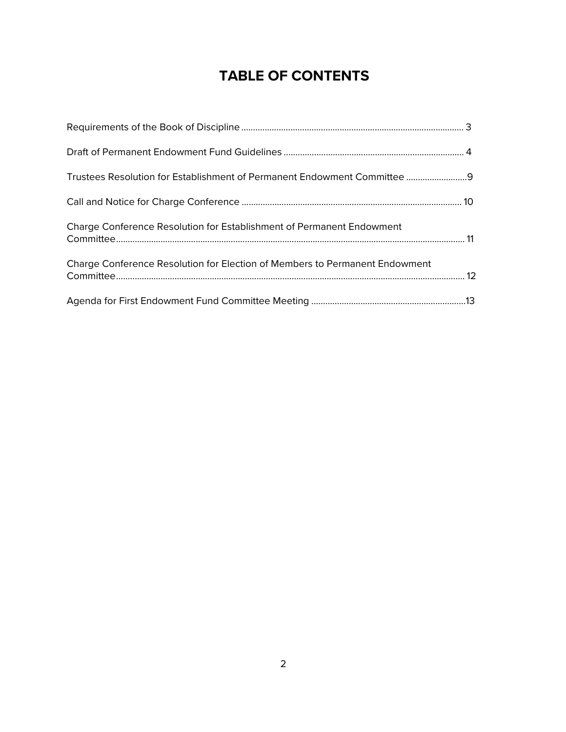# TABLE OF CONTENTS

Requirements of the Book of Discipline ............................................................................................. 3

Draft of Permanent Endowment Fund Guidelines ............................................................................ 4

Trustees Resolution for Establishment of Permanent Endowment Committee ..........................9

Call and Notice for Charge Conference ............................................................................................. 10

Charge Conference Resolution for Establishment of Permanent Endowment Committee.................................................................................................................................................... 11

Charge Conference Resolution for Election of Members to Permanent Endowment Committee.................................................................................................................................................... 12

Agenda for First Endowment Fund Committee Meeting .................................................................13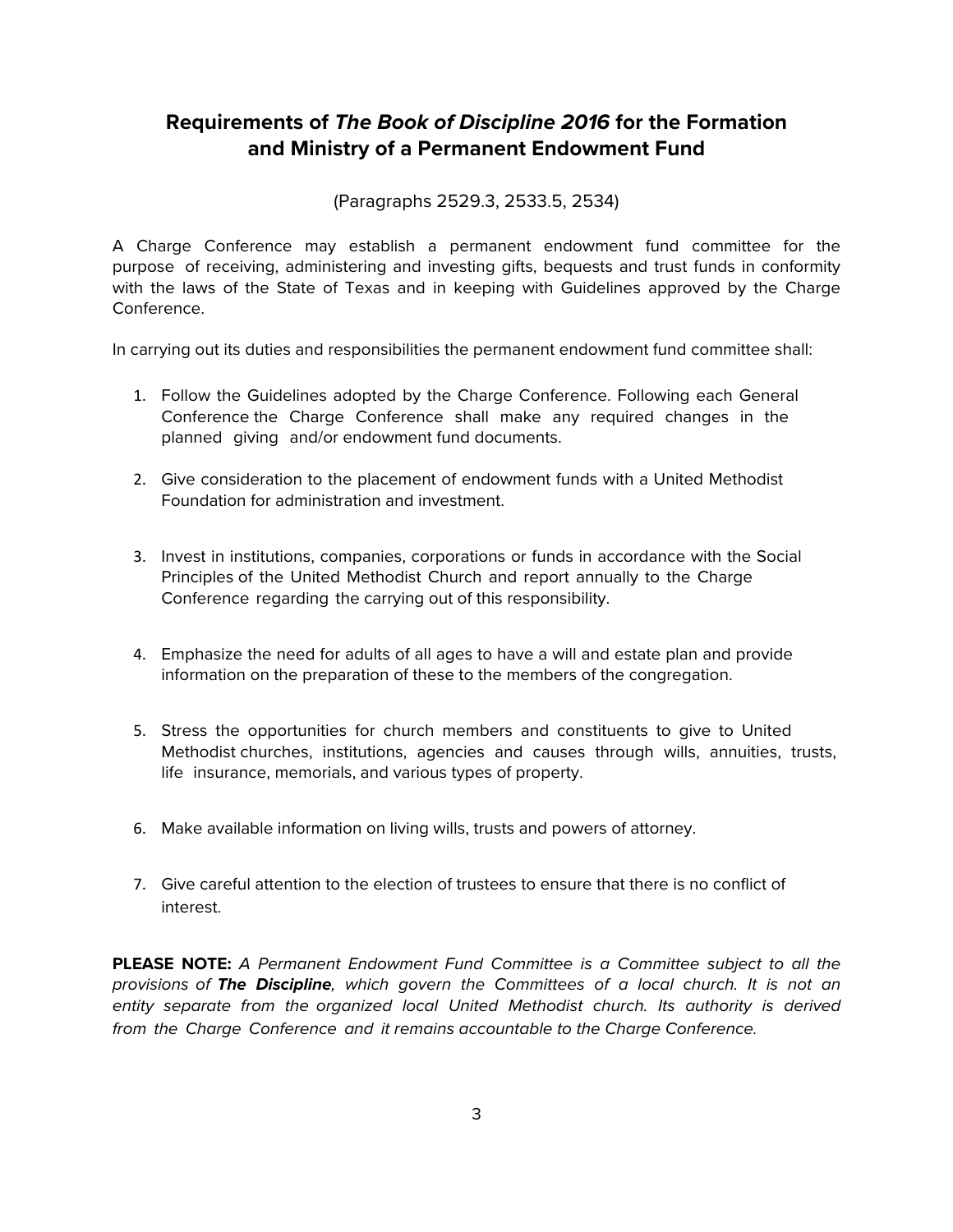# Requirements of *The Book of Discipline 2016* for the Formation and Ministry of a Permanent Endowment Fund

(Paragraphs 2529.3, 2533.5, 2534)

A Charge Conference may establish a permanent endowment fund committee for the purpose of receiving, administering and investing gifts, bequests and trust funds in conformity with the laws of the State of Texas and in keeping with Guidelines approved by the Charge Conference.

In carrying out its duties and responsibilities the permanent endowment fund committee shall:

1. Follow the Guidelines adopted by the Charge Conference. Following each General Conference the Charge Conference shall make any required changes in the planned giving and/or endowment fund documents.

2. Give consideration to the placement of endowment funds with a United Methodist Foundation for administration and investment.

3. Invest in institutions, companies, corporations or funds in accordance with the Social Principles of the United Methodist Church and report annually to the Charge Conference regarding the carrying out of this responsibility.

4. Emphasize the need for adults of all ages to have a will and estate plan and provide information on the preparation of these to the members of the congregation.

5. Stress the opportunities for church members and constituents to give to United Methodist churches, institutions, agencies and causes through wills, annuities, trusts, life insurance, memorials, and various types of property.

6. Make available information on living wills, trusts and powers of attorney.

7. Give careful attention to the election of trustees to ensure that there is no conflict of interest.

**PLEASE NOTE:** *A Permanent Endowment Fund Committee is a Committee subject to all the provisions of **The Discipline**, which govern the Committees of a local church. It is not an entity separate from the organized local United Methodist church. Its authority is derived from the Charge Conference and it remains accountable to the Charge Conference.*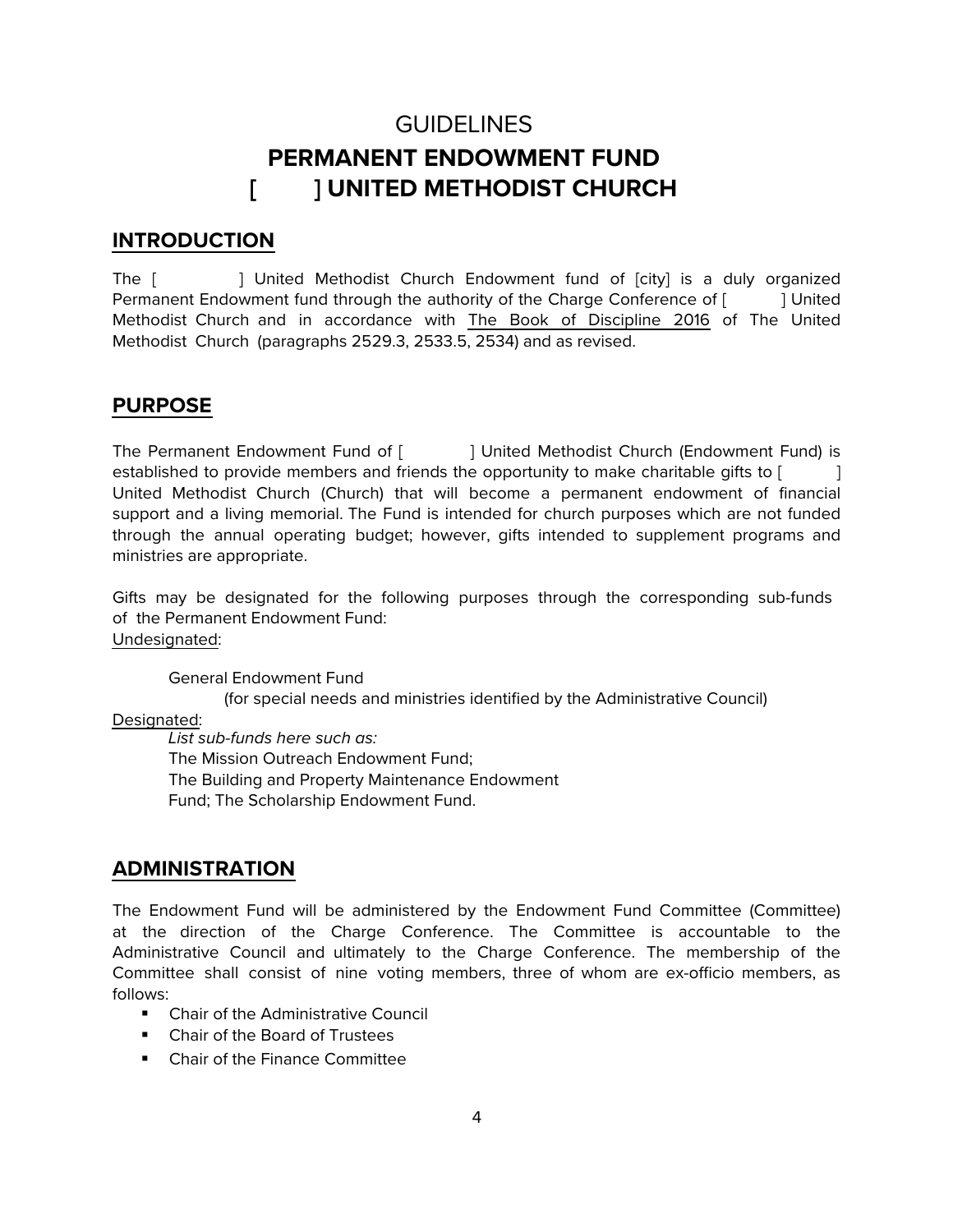# GUIDELINES

# PERMANENT ENDOWMENT FUND

# [ ] UNITED METHODIST CHURCH

## INTRODUCTION

The [ ] United Methodist Church Endowment fund of [city] is a duly organized Permanent Endowment fund through the authority of the Charge Conference of [ ] United Methodist Church and in accordance with <u>The Book of Discipline 2016</u> of The United Methodist Church (paragraphs 2529.3, 2533.5, 2534) and as revised.

## PURPOSE

The Permanent Endowment Fund of [ ] United Methodist Church (Endowment Fund) is established to provide members and friends the opportunity to make charitable gifts to [ ] United Methodist Church (Church) that will become a permanent endowment of financial support and a living memorial. The Fund is intended for church purposes which are not funded through the annual operating budget; however, gifts intended to supplement programs and ministries are appropriate.

Gifts may be designated for the following purposes through the corresponding sub-funds of the Permanent Endowment Fund:

<u>Undesignated</u>:

General Endowment Fund
(for special needs and ministries identified by the Administrative Council)

<u>Designated</u>:

*List sub-funds here such as:*
The Mission Outreach Endowment Fund;
The Building and Property Maintenance Endowment Fund; The Scholarship Endowment Fund.

## ADMINISTRATION

The Endowment Fund will be administered by the Endowment Fund Committee (Committee) at the direction of the Charge Conference. The Committee is accountable to the Administrative Council and ultimately to the Charge Conference. The membership of the Committee shall consist of nine voting members, three of whom are ex-officio members, as follows:

- Chair of the Administrative Council
- Chair of the Board of Trustees
- Chair of the Finance Committee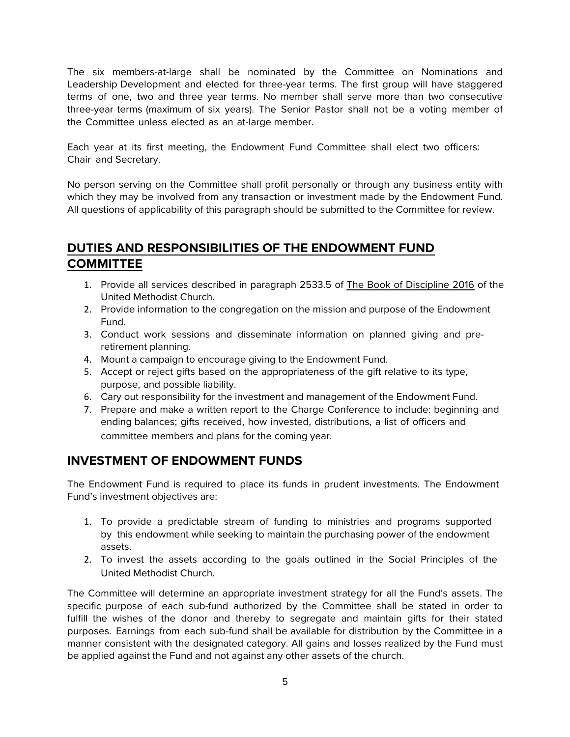The six members-at-large shall be nominated by the Committee on Nominations and Leadership Development and elected for three-year terms. The first group will have staggered terms of one, two and three year terms. No member shall serve more than two consecutive three-year terms (maximum of six years). The Senior Pastor shall not be a voting member of the Committee unless elected as an at-large member.

Each year at its first meeting, the Endowment Fund Committee shall elect two officers: Chair and Secretary.

No person serving on the Committee shall profit personally or through any business entity with which they may be involved from any transaction or investment made by the Endowment Fund. All questions of applicability of this paragraph should be submitted to the Committee for review.

## DUTIES AND RESPONSIBILITIES OF THE ENDOWMENT FUND COMMITTEE

1. Provide all services described in paragraph 2533.5 of The Book of Discipline 2016 of the United Methodist Church.
2. Provide information to the congregation on the mission and purpose of the Endowment Fund.
3. Conduct work sessions and disseminate information on planned giving and pre-retirement planning.
4. Mount a campaign to encourage giving to the Endowment Fund.
5. Accept or reject gifts based on the appropriateness of the gift relative to its type, purpose, and possible liability.
6. Cary out responsibility for the investment and management of the Endowment Fund.
7. Prepare and make a written report to the Charge Conference to include: beginning and ending balances; gifts received, how invested, distributions, a list of officers and committee members and plans for the coming year.

## INVESTMENT OF ENDOWMENT FUNDS

The Endowment Fund is required to place its funds in prudent investments. The Endowment Fund's investment objectives are:

1. To provide a predictable stream of funding to ministries and programs supported by this endowment while seeking to maintain the purchasing power of the endowment assets.
2. To invest the assets according to the goals outlined in the Social Principles of the United Methodist Church.

The Committee will determine an appropriate investment strategy for all the Fund's assets. The specific purpose of each sub-fund authorized by the Committee shall be stated in order to fulfill the wishes of the donor and thereby to segregate and maintain gifts for their stated purposes. Earnings from each sub-fund shall be available for distribution by the Committee in a manner consistent with the designated category. All gains and losses realized by the Fund must be applied against the Fund and not against any other assets of the church.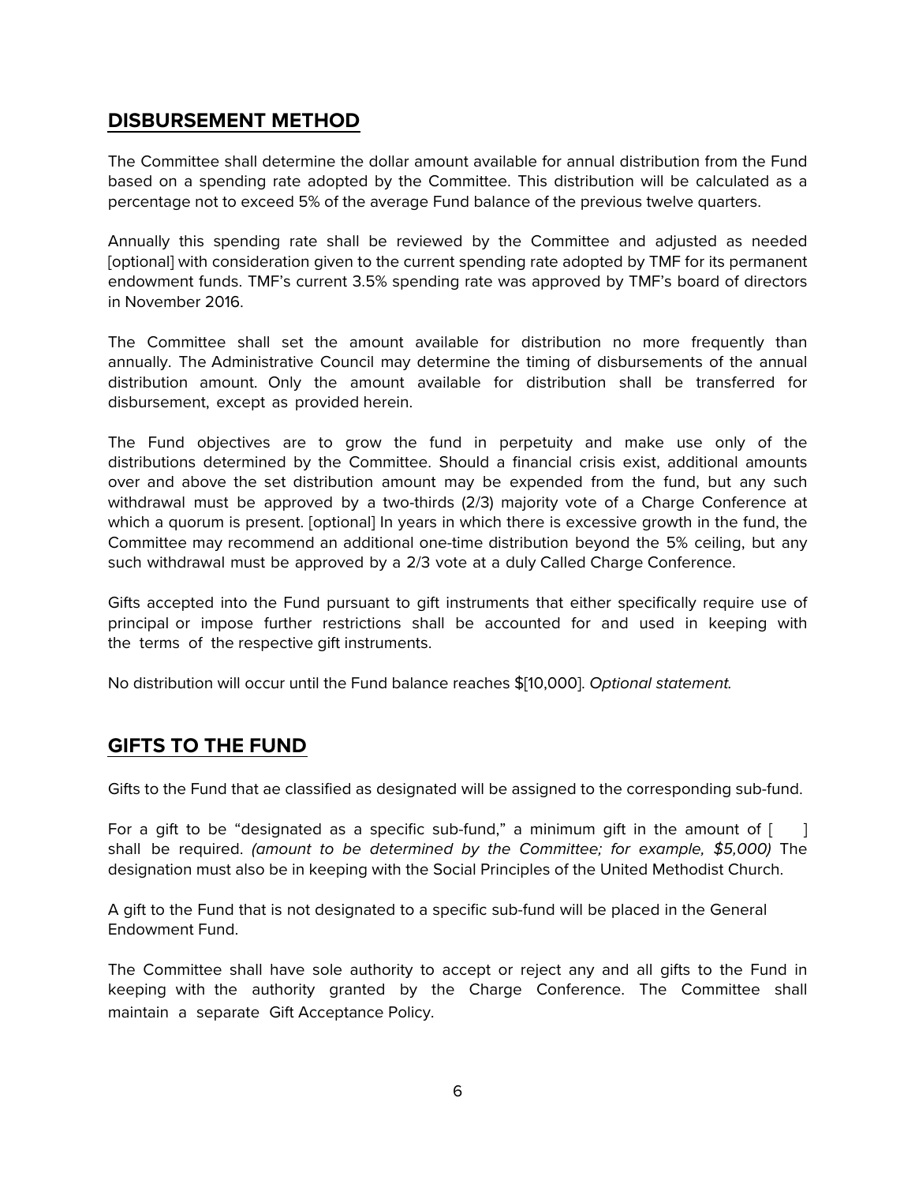## DISBURSEMENT METHOD

The Committee shall determine the dollar amount available for annual distribution from the Fund based on a spending rate adopted by the Committee. This distribution will be calculated as a percentage not to exceed 5% of the average Fund balance of the previous twelve quarters.

Annually this spending rate shall be reviewed by the Committee and adjusted as needed [optional] with consideration given to the current spending rate adopted by TMF for its permanent endowment funds. TMF's current 3.5% spending rate was approved by TMF's board of directors in November 2016.

The Committee shall set the amount available for distribution no more frequently than annually. The Administrative Council may determine the timing of disbursements of the annual distribution amount. Only the amount available for distribution shall be transferred for disbursement, except as provided herein.

The Fund objectives are to grow the fund in perpetuity and make use only of the distributions determined by the Committee. Should a financial crisis exist, additional amounts over and above the set distribution amount may be expended from the fund, but any such withdrawal must be approved by a two-thirds (2/3) majority vote of a Charge Conference at which a quorum is present. [optional] In years in which there is excessive growth in the fund, the Committee may recommend an additional one-time distribution beyond the 5% ceiling, but any such withdrawal must be approved by a 2/3 vote at a duly Called Charge Conference.

Gifts accepted into the Fund pursuant to gift instruments that either specifically require use of principal or impose further restrictions shall be accounted for and used in keeping with the terms of the respective gift instruments.

No distribution will occur until the Fund balance reaches $[10,000]. *Optional statement.*

## GIFTS TO THE FUND

Gifts to the Fund that ae classified as designated will be assigned to the corresponding sub-fund.

For a gift to be "designated as a specific sub-fund," a minimum gift in the amount of [ ] shall be required. *(amount to be determined by the Committee; for example, $5,000)* The designation must also be in keeping with the Social Principles of the United Methodist Church.

A gift to the Fund that is not designated to a specific sub-fund will be placed in the General Endowment Fund.

The Committee shall have sole authority to accept or reject any and all gifts to the Fund in keeping with the authority granted by the Charge Conference. The Committee shall maintain a separate Gift Acceptance Policy.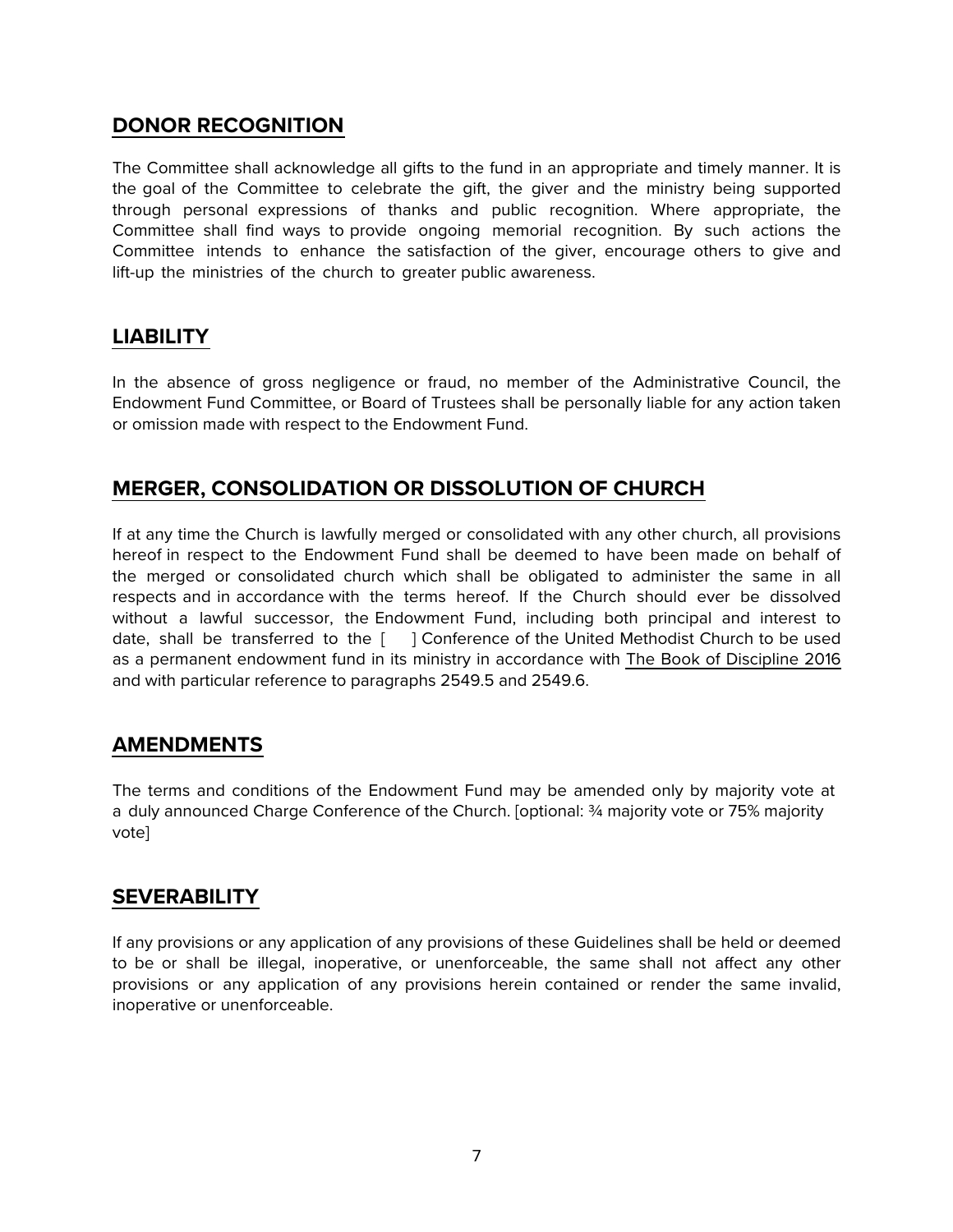## DONOR RECOGNITION

The Committee shall acknowledge all gifts to the fund in an appropriate and timely manner. It is the goal of the Committee to celebrate the gift, the giver and the ministry being supported through personal expressions of thanks and public recognition. Where appropriate, the Committee shall find ways to provide ongoing memorial recognition. By such actions the Committee intends to enhance the satisfaction of the giver, encourage others to give and lift-up the ministries of the church to greater public awareness.

## LIABILITY

In the absence of gross negligence or fraud, no member of the Administrative Council, the Endowment Fund Committee, or Board of Trustees shall be personally liable for any action taken or omission made with respect to the Endowment Fund.

## MERGER, CONSOLIDATION OR DISSOLUTION OF CHURCH

If at any time the Church is lawfully merged or consolidated with any other church, all provisions hereof in respect to the Endowment Fund shall be deemed to have been made on behalf of the merged or consolidated church which shall be obligated to administer the same in all respects and in accordance with the terms hereof. If the Church should ever be dissolved without a lawful successor, the Endowment Fund, including both principal and interest to date, shall be transferred to the [     ] Conference of the United Methodist Church to be used as a permanent endowment fund in its ministry in accordance with The Book of Discipline 2016 and with particular reference to paragraphs 2549.5 and 2549.6.

## AMENDMENTS

The terms and conditions of the Endowment Fund may be amended only by majority vote at a duly announced Charge Conference of the Church. [optional: ¾ majority vote or 75% majority vote]

## SEVERABILITY

If any provisions or any application of any provisions of these Guidelines shall be held or deemed to be or shall be illegal, inoperative, or unenforceable, the same shall not affect any other provisions or any application of any provisions herein contained or render the same invalid, inoperative or unenforceable.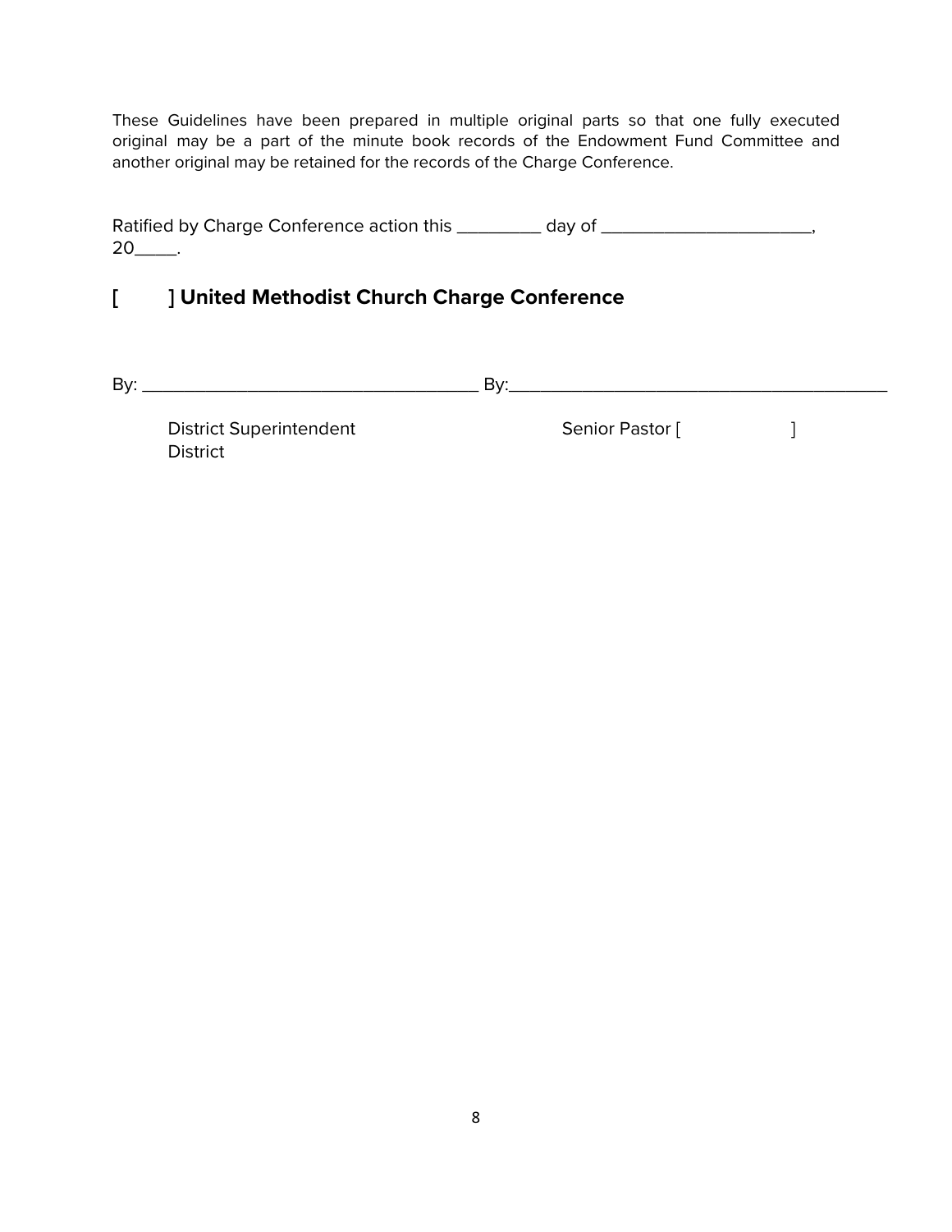These Guidelines have been prepared in multiple original parts so that one fully executed original may be a part of the minute book records of the Endowment Fund Committee and another original may be retained for the records of the Charge Conference.

Ratified by Charge Conference action this _________ day of ______________________, 20_____.

**[ ] United Methodist Church Charge Conference**

By: ____________________________________ By:_________________________________________

District Superintendent
District

Senior Pastor [ ]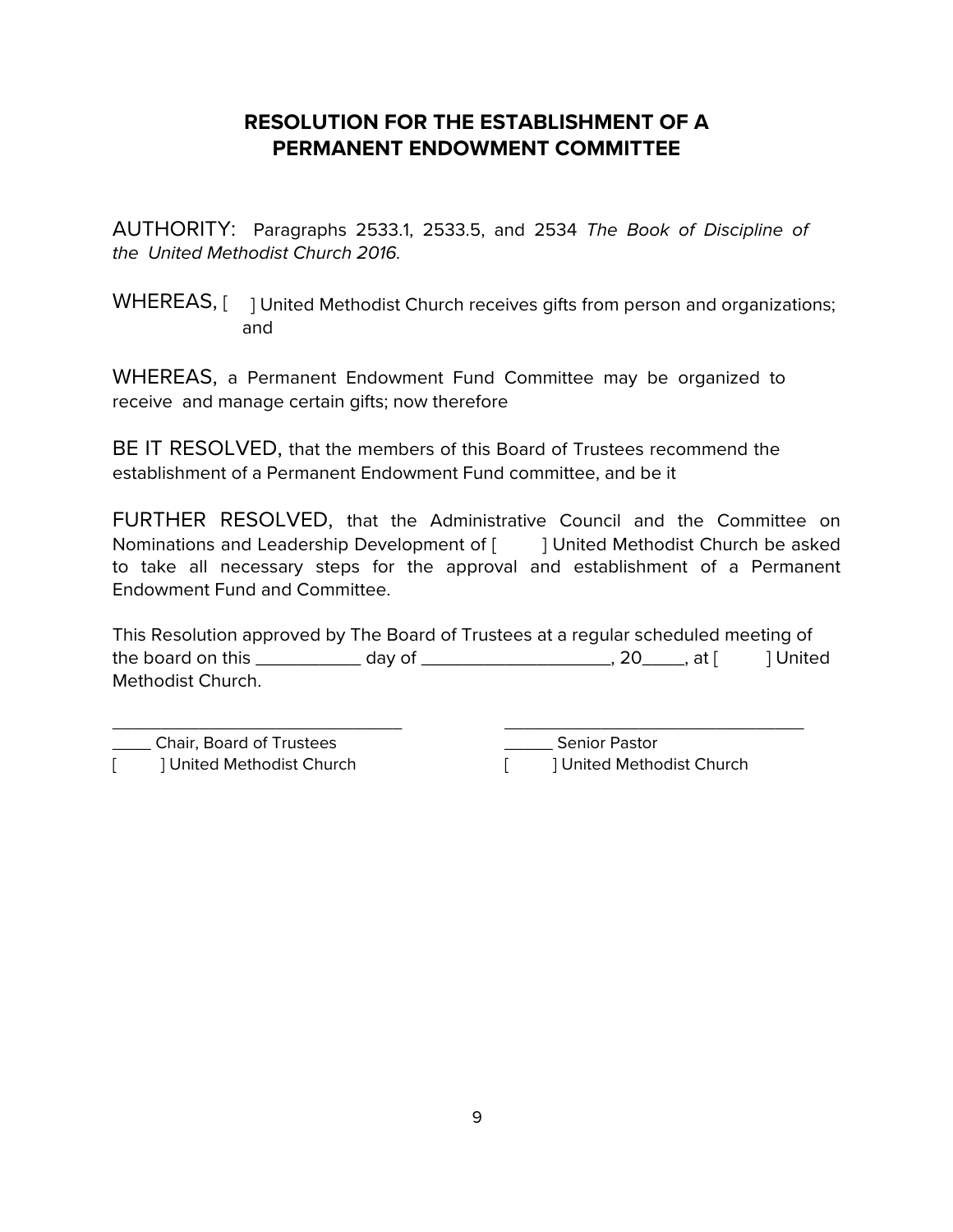# RESOLUTION FOR THE ESTABLISHMENT OF A PERMANENT ENDOWMENT COMMITTEE

AUTHORITY: Paragraphs 2533.1, 2533.5, and 2534 *The Book of Discipline of the United Methodist Church 2016.*

WHEREAS, [ ] United Methodist Church receives gifts from person and organizations; and

WHEREAS, a Permanent Endowment Fund Committee may be organized to receive and manage certain gifts; now therefore

BE IT RESOLVED, that the members of this Board of Trustees recommend the establishment of a Permanent Endowment Fund committee, and be it

FURTHER RESOLVED, that the Administrative Council and the Committee on Nominations and Leadership Development of [ ] United Methodist Church be asked to take all necessary steps for the approval and establishment of a Permanent Endowment Fund and Committee.

This Resolution approved by The Board of Trustees at a regular scheduled meeting of the board on this ___________ day of ____________________, 20_____, at [ ] United Methodist Church.

________________________________
_____ Chair, Board of Trustees
[ ] United Methodist Church

________________________________
______ Senior Pastor
[ ] United Methodist Church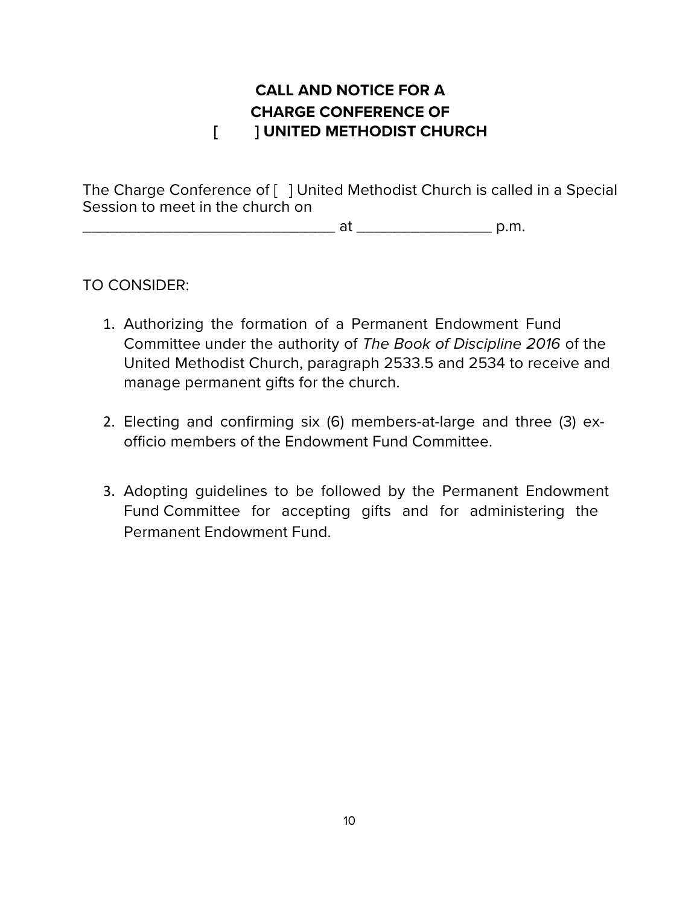# CALL AND NOTICE FOR A CHARGE CONFERENCE OF [ ] UNITED METHODIST CHURCH

The Charge Conference of [ ] United Methodist Church is called in a Special Session to meet in the church on _______________________________ at ________________ p.m.

TO CONSIDER:

1. Authorizing the formation of a Permanent Endowment Fund Committee under the authority of *The Book of Discipline 2016* of the United Methodist Church, paragraph 2533.5 and 2534 to receive and manage permanent gifts for the church.

2. Electing and confirming six (6) members-at-large and three (3) ex-officio members of the Endowment Fund Committee.

3. Adopting guidelines to be followed by the Permanent Endowment Fund Committee for accepting gifts and for administering the Permanent Endowment Fund.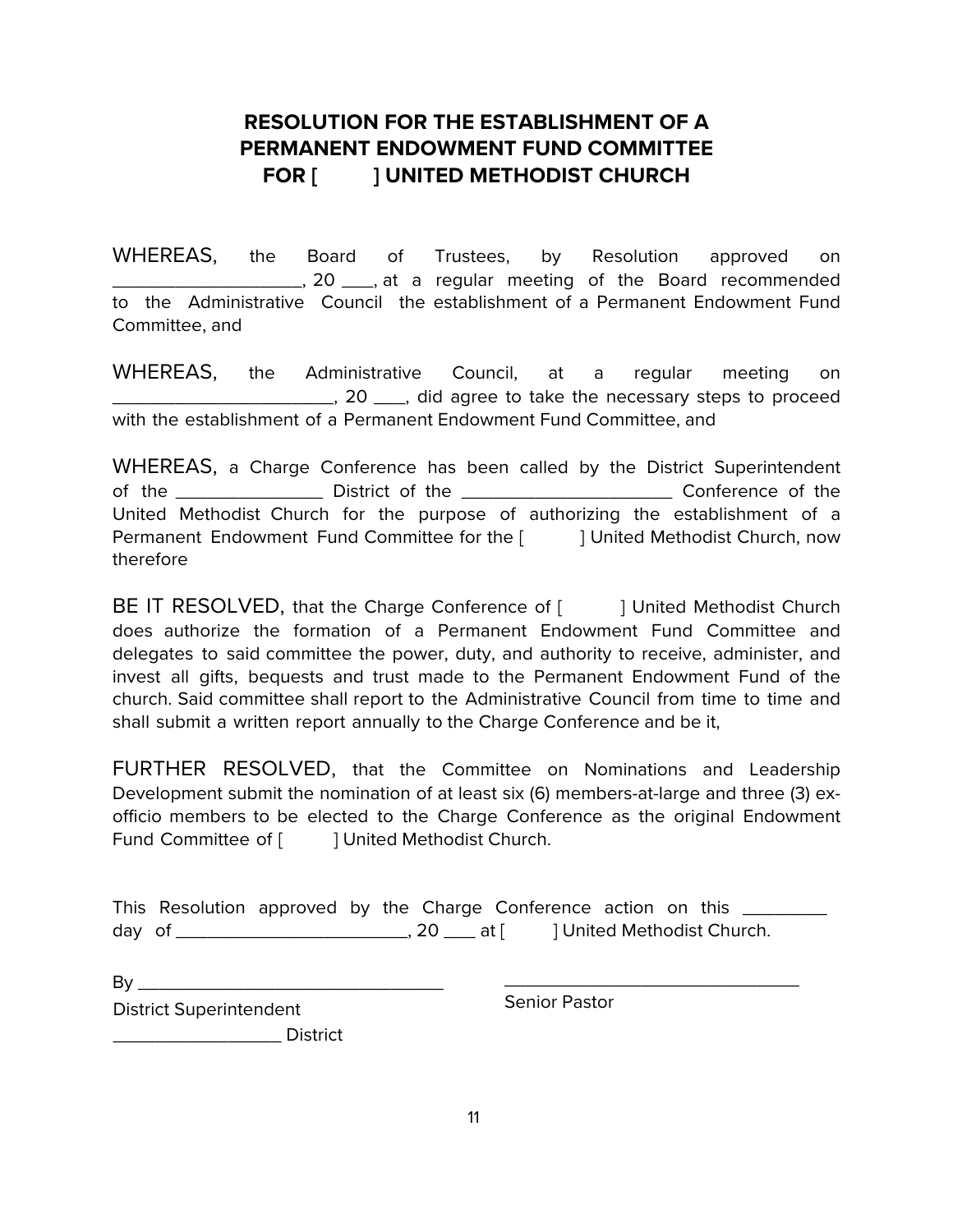# RESOLUTION FOR THE ESTABLISHMENT OF A PERMANENT ENDOWMENT FUND COMMITTEE FOR [ ] UNITED METHODIST CHURCH

WHEREAS, the Board of Trustees, by Resolution approved on ____________________, 20 ___, at a regular meeting of the Board recommended to the Administrative Council the establishment of a Permanent Endowment Fund Committee, and

WHEREAS, the Administrative Council, at a regular meeting on _______________________, 20 ___, did agree to take the necessary steps to proceed with the establishment of a Permanent Endowment Fund Committee, and

WHEREAS, a Charge Conference has been called by the District Superintendent of the _______________ District of the ______________________ Conference of the United Methodist Church for the purpose of authorizing the establishment of a Permanent Endowment Fund Committee for the [ ] United Methodist Church, now therefore

BE IT RESOLVED, that the Charge Conference of [ ] United Methodist Church does authorize the formation of a Permanent Endowment Fund Committee and delegates to said committee the power, duty, and authority to receive, administer, and invest all gifts, bequests and trust made to the Permanent Endowment Fund of the church. Said committee shall report to the Administrative Council from time to time and shall submit a written report annually to the Charge Conference and be it,

FURTHER RESOLVED, that the Committee on Nominations and Leadership Development submit the nomination of at least six (6) members-at-large and three (3) ex-officio members to be elected to the Charge Conference as the original Endowment Fund Committee of [ ] United Methodist Church.

This Resolution approved by the Charge Conference action on this _________ day of ________________________, 20 ___ at [ ] United Methodist Church.

By ________________________________
District Superintendent
_________________ District

_______________________________
Senior Pastor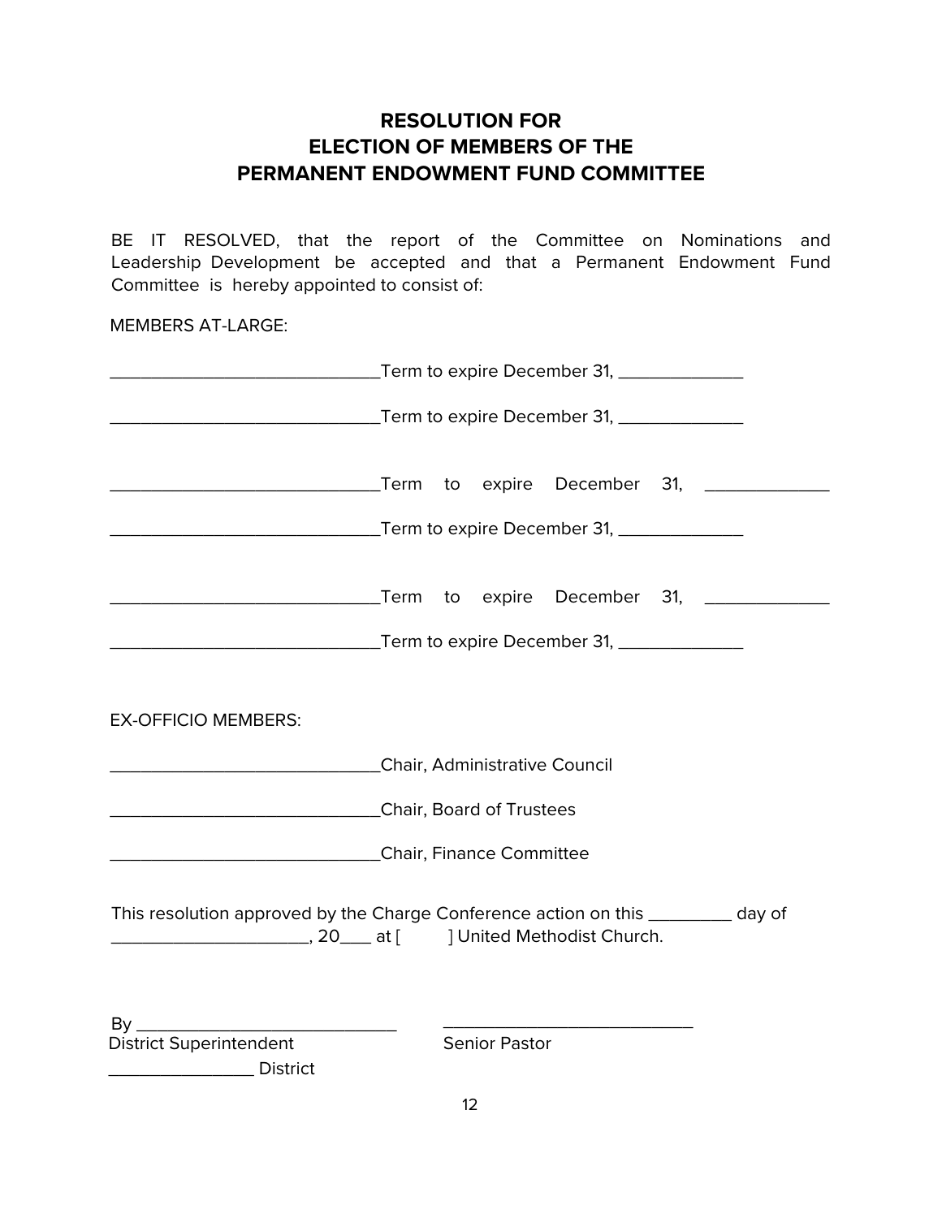# RESOLUTION FOR ELECTION OF MEMBERS OF THE PERMANENT ENDOWMENT FUND COMMITTEE

BE IT RESOLVED, that the report of the Committee on Nominations and Leadership Development be accepted and that a Permanent Endowment Fund Committee is hereby appointed to consist of:

MEMBERS AT-LARGE:

_____________________________Term to expire December 31, _____________

_____________________________Term to expire December 31, _____________

_____________________________Term to expire December 31, _____________

_____________________________Term to expire December 31, _____________

_____________________________Term to expire December 31, _____________

_____________________________Term to expire December 31, _____________

EX-OFFICIO MEMBERS:

_____________________________Chair, Administrative Council

_____________________________Chair, Board of Trustees

_____________________________Chair, Finance Committee

This resolution approved by the Charge Conference action on this _________ day of _____________________, 20___ at [ ] United Methodist Church.

By ____________________________ ____________________________
District Superintendent Senior Pastor

________________ District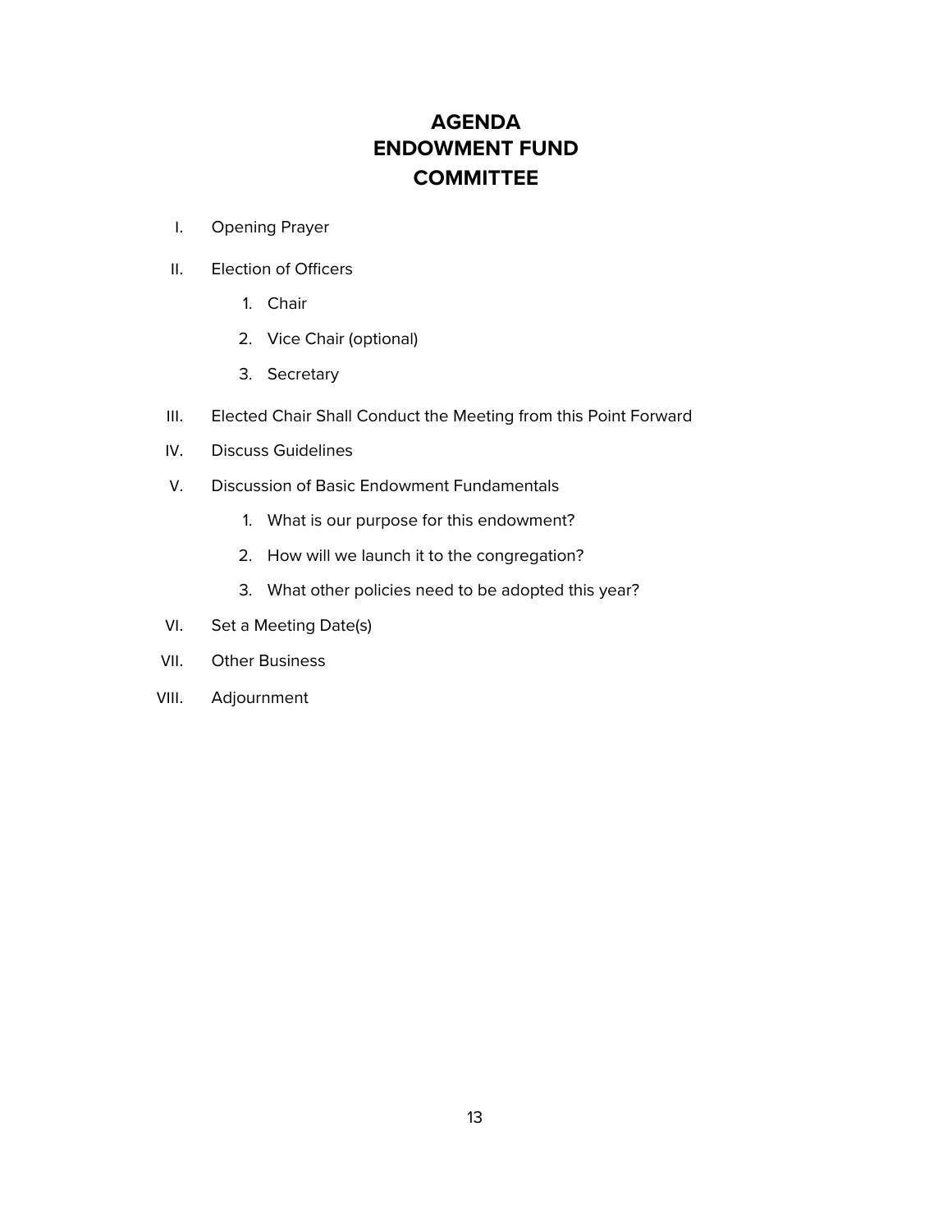# AGENDA
# ENDOWMENT FUND COMMITTEE

I. Opening Prayer

II. Election of Officers

   1. Chair
   2. Vice Chair (optional)
   3. Secretary

III. Elected Chair Shall Conduct the Meeting from this Point Forward

IV. Discuss Guidelines

V. Discussion of Basic Endowment Fundamentals

   1. What is our purpose for this endowment?
   2. How will we launch it to the congregation?
   3. What other policies need to be adopted this year?

VI. Set a Meeting Date(s)

VII. Other Business

VIII. Adjournment